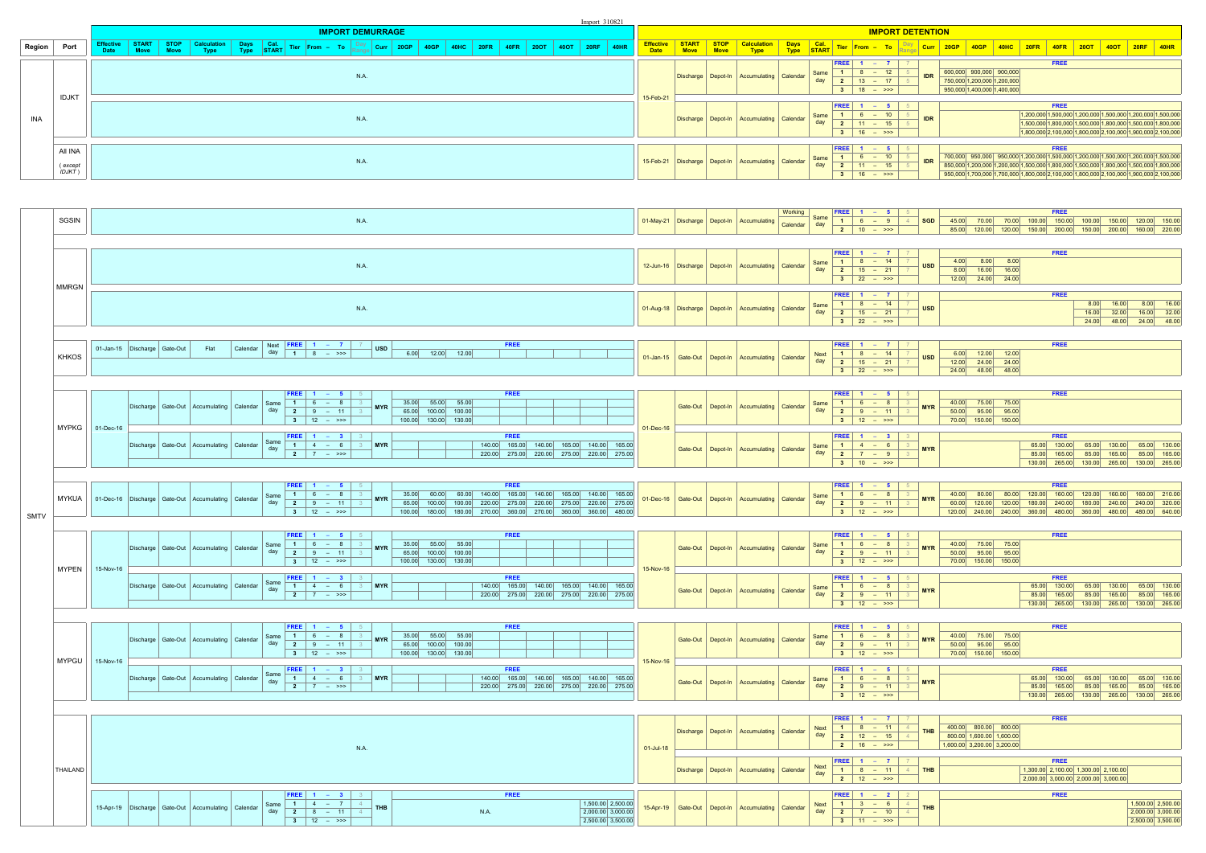Import_310821

## IMPORT DEMURRAGE

| Region | Port | Effective Date | START Move | STOP Move | Calculation Type | Days Type | Cal. START | Tier | From – To | Day Range | Curr | 20GP | 40GP | 40HC | 20FR | 40FR | 20OT | 40OT | 20RF | 40HR |
|---|---|---|---|---|---|---|---|---|---|---|---|---|---|---|---|---|---|---|---|---|
| INA | IDJKT | N.A. | | | | | | | | | | | | | | | | | | |
| INA | IDJKT | N.A. | | | | | | | | | | | | | | | | | | |
| INA | All INA (except IDJKT) | N.A. | | | | | | | | | | | | | | | | | | |
| SMTV | SGSIN | N.A. | | | | | | | | | | | | | | | | | | |
| SMTV | MMRGN | N.A. | | | | | | | | | | | | | | | | | | |
| SMTV | MMRGN | N.A. | | | | | | | | | | | | | | | | | | |
| SMTV | KHKOS | 01-Jan-15 | Discharge | Gate-Out | Flat | Calendar | Next day | FREE | 1 – 7 | 7 | USD | FREE | | | | | | | | |
| | | | | | | | | 1 | 8 – >>> | | | 6.00 | 12.00 | 12.00 | | | | | | |
| SMTV | MYPKG | 01-Dec-16 | Discharge | Gate-Out | Accumulating | Calendar | Same day | FREE | 1 – 5 | 5 | MYR | FREE | | | | | | | | |
| | | | | | | | | 1 | 6 – 8 | 3 | | 35.00 | 55.00 | 55.00 | | | | | | |
| | | | | | | | | 2 | 9 – 11 | 3 | | 65.00 | 100.00 | 100.00 | | | | | | |
| | | | | | | | | 3 | 12 – >>> | | | 100.00 | 130.00 | 130.00 | | | | | | |
| | | | Discharge | Gate-Out | Accumulating | Calendar | Same day | FREE | 1 – 3 | 3 | MYR | FREE | | | | | | | | |
| | | | | | | | | 1 | 4 – 6 | 3 | | | | | 140.00 | 165.00 | 140.00 | 165.00 | 140.00 | 165.00 |
| | | | | | | | | 2 | 7 – >>> | | | | | | 220.00 | 275.00 | 220.00 | 275.00 | 220.00 | 275.00 |
| SMTV | MYKUA | 01-Dec-16 | Discharge | Gate-Out | Accumulating | Calendar | Same day | FREE | 1 – 5 | 5 | MYR | FREE | | | | | | | | |
| | | | | | | | | 1 | 6 – 8 | 3 | | 35.00 | 60.00 | 60.00 | 140.00 | 165.00 | 140.00 | 165.00 | 140.00 | 165.00 |
| | | | | | | | | 2 | 9 – 11 | 3 | | 65.00 | 100.00 | 100.00 | 220.00 | 275.00 | 220.00 | 275.00 | 220.00 | 275.00 |
| | | | | | | | | 3 | 12 – >>> | | | 100.00 | 180.00 | 180.00 | 270.00 | 360.00 | 270.00 | 360.00 | 360.00 | 480.00 |
| SMTV | MYPEN | 15-Nov-16 | Discharge | Gate-Out | Accumulating | Calendar | Same day | FREE | 1 – 5 | 5 | MYR | FREE | | | | | | | | |
| | | | | | | | | 1 | 6 – 8 | 3 | | 35.00 | 55.00 | 55.00 | | | | | | |
| | | | | | | | | 2 | 9 – 11 | 3 | | 65.00 | 100.00 | 100.00 | | | | | | |
| | | | | | | | | 3 | 12 – >>> | | | 100.00 | 130.00 | 130.00 | | | | | | |
| | | | Discharge | Gate-Out | Accumulating | Calendar | Same day | FREE | 1 – 3 | 3 | MYR | FREE | | | | | | | | |
| | | | | | | | | 1 | 4 – 6 | 3 | | | | | 140.00 | 165.00 | 140.00 | 165.00 | 140.00 | 165.00 |
| | | | | | | | | 2 | 7 – >>> | | | | | | 220.00 | 275.00 | 220.00 | 275.00 | 220.00 | 275.00 |
| SMTV | MYPGU | 15-Nov-16 | Discharge | Gate-Out | Accumulating | Calendar | Same day | FREE | 1 – 5 | 5 | MYR | FREE | | | | | | | | |
| | | | | | | | | 1 | 6 – 8 | 3 | | 35.00 | 55.00 | 55.00 | | | | | | |
| | | | | | | | | 2 | 9 – 11 | 3 | | 65.00 | 100.00 | 100.00 | | | | | | |
| | | | | | | | | 3 | 12 – >>> | | | 100.00 | 130.00 | 130.00 | | | | | | |
| | | | Discharge | Gate-Out | Accumulating | Calendar | Same day | FREE | 1 – 3 | 3 | MYR | FREE | | | | | | | | |
| | | | | | | | | 1 | 4 – 6 | 3 | | | | | 140.00 | 165.00 | 140.00 | 165.00 | 140.00 | 165.00 |
| | | | | | | | | 2 | 7 – >>> | | | | | | 220.00 | 275.00 | 220.00 | 275.00 | 220.00 | 275.00 |
| SMTV | THAILAND | N.A. | | | | | | | | | | | | | | | | | | |
| | | 15-Apr-19 | Discharge | Gate-Out | Accumulating | Calendar | Same day | FREE | 1 – 3 | 3 | THB | FREE | | | | | | | | |
| | | | | | | | | 1 | 4 – 7 | 4 | | N.A. | | | | | | | 1,500.00 | 2,500.00 |
| | | | | | | | | 2 | 8 – 11 | 4 | | | | | | | | | 2,000.00 | 3,000.00 |
| | | | | | | | | 3 | 12 – >>> | | | | | | | | | | 2,500.00 | 3,500.00 |

## IMPORT DETENTION

| Region | Port | Effective Date | START Move | STOP Move | Calculation Type | Days Type | Cal. START | Tier | From – To | Day Range | Curr | 20GP | 40GP | 40HC | 20FR | 40FR | 20OT | 40OT | 20RF | 40HR |
|---|---|---|---|---|---|---|---|---|---|---|---|---|---|---|---|---|---|---|---|---|
| INA | IDJKT | 15-Feb-21 | Discharge | Depot-In | Accumulating | Calendar | Same day | FREE | 1 – 7 | 7 | IDR | FREE | | | | | | | | |
| | | | | | | | | 1 | 8 – 12 | 5 | | 600,000 | 900,000 | 900,000 | | | | | | |
| | | | | | | | | 2 | 13 – 17 | 5 | | 750,000 | 1,200,000 | 1,200,000 | | | | | | |
| | | | | | | | | 3 | 18 – >>> | | | 950,000 | 1,400,000 | 1,400,000 | | | | | | |
| | | | Discharge | Depot-In | Accumulating | Calendar | Same day | FREE | 1 – 5 | 5 | IDR | FREE | | | | | | | | |
| | | | | | | | | 1 | 6 – 10 | 5 | | | | | 1,200,000 | 1,500,000 | 1,200,000 | 1,500,000 | 1,200,000 | 1,500,000 |
| | | | | | | | | 2 | 11 – 15 | 5 | | | | | 1,500,000 | 1,800,000 | 1,500,000 | 1,800,000 | 1,500,000 | 1,800,000 |
| | | | | | | | | 3 | 16 – >>> | | | | | | 1,800,000 | 2,100,000 | 1,800,000 | 2,100,000 | 1,900,000 | 2,100,000 |
| INA | All INA (except IDJKT) | 15-Feb-21 | Discharge | Depot-In | Accumulating | Calendar | Same day | FREE | 1 – 5 | 5 | IDR | FREE | | | | | | | | |
| | | | | | | | | 1 | 6 – 10 | 5 | | 700,000 | 950,000 | 950,000 | 1,200,000 | 1,500,000 | 1,200,000 | 1,500,000 | 1,200,000 | 1,500,000 |
| | | | | | | | | 2 | 11 – 15 | 5 | | 850,000 | 1,200,000 | 1,200,000 | 1,500,000 | 1,800,000 | 1,500,000 | 1,800,000 | 1,500,000 | 1,800,000 |
| | | | | | | | | 3 | 16 – >>> | | | 950,000 | 1,700,000 | 1,700,000 | 1,800,000 | 2,100,000 | 1,800,000 | 2,100,000 | 1,900,000 | 2,100,000 |
| SMTV | SGSIN | 01-May-21 | Discharge | Depot-In | Accumulating | Working / Calendar | Same day | FREE | 1 – 5 | 5 | SGD | FREE | | | | | | | | |
| | | | | | | | | 1 | 6 – 9 | 4 | | 45.00 | 70.00 | 70.00 | 100.00 | 150.00 | 100.00 | 150.00 | 120.00 | 150.00 |
| | | | | | | | | 2 | 10 – >>> | | | 85.00 | 120.00 | 120.00 | 150.00 | 200.00 | 150.00 | 200.00 | 160.00 | 220.00 |
| SMTV | MMRGN | 12-Jun-16 | Discharge | Depot-In | Accumulating | Calendar | Same day | FREE | 1 – 7 | 7 | USD | FREE | | | | | | | | |
| | | | | | | | | 1 | 8 – 14 | 7 | | 4.00 | 8.00 | 8.00 | | | | | | |
| | | | | | | | | 2 | 15 – 21 | 7 | | 8.00 | 16.00 | 16.00 | | | | | | |
| | | | | | | | | 3 | 22 – >>> | | | 12.00 | 24.00 | 24.00 | | | | | | |
| | | 01-Aug-18 | Discharge | Depot-In | Accumulating | Calendar | Same day | FREE | 1 – 7 | 7 | USD | FREE | | | | | | | | |
| | | | | | | | | 1 | 8 – 14 | 7 | | | | | | | 8.00 | 16.00 | 8.00 | 16.00 |
| | | | | | | | | 2 | 15 – 21 | 7 | | | | | | | 16.00 | 32.00 | 16.00 | 32.00 |
| | | | | | | | | 3 | 22 – >>> | | | | | | | | 24.00 | 48.00 | 24.00 | 48.00 |
| SMTV | KHKOS | 01-Jan-15 | Gate-Out | Depot-In | Accumulating | Calendar | Next day | FREE | 1 – 7 | 7 | USD | FREE | | | | | | | | |
| | | | | | | | | 1 | 8 – 14 | 7 | | 6.00 | 12.00 | 12.00 | | | | | | |
| | | | | | | | | 2 | 15 – 21 | 7 | | 12.00 | 24.00 | 24.00 | | | | | | |
| | | | | | | | | 3 | 22 – >>> | | | 24.00 | 48.00 | 48.00 | | | | | | |
| SMTV | MYPKG | 01-Dec-16 | Gate-Out | Depot-In | Accumulating | Calendar | Same day | FREE | 1 – 5 | 5 | MYR | FREE | | | | | | | | |
| | | | | | | | | 1 | 6 – 8 | 3 | | 40.00 | 75.00 | 75.00 | | | | | | |
| | | | | | | | | 2 | 9 – 11 | 3 | | 50.00 | 95.00 | 95.00 | | | | | | |
| | | | | | | | | 3 | 12 – >>> | | | 70.00 | 150.00 | 150.00 | | | | | | |
| | | | Gate-Out | Depot-In | Accumulating | Calendar | Same day | FREE | 1 – 3 | 3 | MYR | FREE | | | | | | | | |
| | | | | | | | | 1 | 4 – 6 | 3 | | | | | 65.00 | 130.00 | 65.00 | 130.00 | 65.00 | 130.00 |
| | | | | | | | | 2 | 7 – 9 | 3 | | | | | 85.00 | 165.00 | 85.00 | 165.00 | 85.00 | 165.00 |
| | | | | | | | | 3 | 10 – >>> | | | | | | 130.00 | 265.00 | 130.00 | 265.00 | 130.00 | 265.00 |
| SMTV | MYKUA | 01-Dec-16 | Gate-Out | Depot-In | Accumulating | Calendar | Same day | FREE | 1 – 5 | 5 | MYR | FREE | | | | | | | | |
| | | | | | | | | 1 | 6 – 8 | 3 | | 40.00 | 80.00 | 80.00 | 120.00 | 160.00 | 120.00 | 160.00 | 160.00 | 210.00 |
| | | | | | | | | 2 | 9 – 11 | 3 | | 60.00 | 120.00 | 120.00 | 180.00 | 240.00 | 180.00 | 240.00 | 240.00 | 320.00 |
| | | | | | | | | 3 | 12 – >>> | | | 120.00 | 240.00 | 240.00 | 360.00 | 480.00 | 360.00 | 480.00 | 480.00 | 640.00 |
| SMTV | MYPEN | 15-Nov-16 | Gate-Out | Depot-In | Accumulating | Calendar | Same day | FREE | 1 – 5 | 5 | MYR | FREE | | | | | | | | |
| | | | | | | | | 1 | 6 – 8 | 3 | | 40.00 | 75.00 | 75.00 | | | | | | |
| | | | | | | | | 2 | 9 – 11 | 3 | | 50.00 | 95.00 | 95.00 | | | | | | |
| | | | | | | | | 3 | 12 – >>> | | | 70.00 | 150.00 | 150.00 | | | | | | |
| | | | Gate-Out | Depot-In | Accumulating | Calendar | Same day | FREE | 1 – 5 | 5 | MYR | FREE | | | | | | | | |
| | | | | | | | | 1 | 6 – 8 | 3 | | | | | 65.00 | 130.00 | 65.00 | 130.00 | 65.00 | 130.00 |
| | | | | | | | | 2 | 9 – 11 | 3 | | | | | 85.00 | 165.00 | 85.00 | 165.00 | 85.00 | 165.00 |
| | | | | | | | | 3 | 12 – >>> | | | | | | 130.00 | 265.00 | 130.00 | 265.00 | 130.00 | 265.00 |
| SMTV | MYPGU | 15-Nov-16 | Gate-Out | Depot-In | Accumulating | Calendar | Same day | FREE | 1 – 5 | 5 | MYR | FREE | | | | | | | | |
| | | | | | | | | 1 | 6 – 8 | 3 | | 40.00 | 75.00 | 75.00 | | | | | | |
| | | | | | | | | 2 | 9 – 11 | 3 | | 50.00 | 95.00 | 95.00 | | | | | | |
| | | | | | | | | 3 | 12 – >>> | | | 70.00 | 150.00 | 150.00 | | | | | | |
| | | | Gate-Out | Depot-In | Accumulating | Calendar | Same day | FREE | 1 – 5 | 5 | MYR | FREE | | | | | | | | |
| | | | | | | | | 1 | 6 – 8 | 3 | | | | | 65.00 | 130.00 | 65.00 | 130.00 | 65.00 | 130.00 |
| | | | | | | | | 2 | 9 – 11 | 3 | | | | | 85.00 | 165.00 | 85.00 | 165.00 | 85.00 | 165.00 |
| | | | | | | | | 3 | 12 – >>> | | | | | | 130.00 | 265.00 | 130.00 | 265.00 | 130.00 | 265.00 |
| SMTV | THAILAND | 01-Jul-18 | Discharge | Depot-In | Accumulating | Calendar | Next day | FREE | 1 – 7 | 7 | THB | FREE | | | | | | | | |
| | | | | | | | | 1 | 8 – 11 | 4 | | 400.00 | 800.00 | 800.00 | | | | | | |
| | | | | | | | | 2 | 12 – 15 | 4 | | 800.00 | 1,600.00 | 1,600.00 | | | | | | |
| | | | | | | | | 3 | 16 – >>> | | | 1,600.00 | 3,200.00 | 3,200.00 | | | | | | |
| | | | Discharge | Depot-In | Accumulating | Calendar | Next day | FREE | 1 – 7 | 7 | THB | FREE | | | | | | | | |
| | | | | | | | | 1 | 8 – 11 | 4 | | | | | 1,300.00 | 2,100.00 | 1,300.00 | 2,100.00 | | |
| | | | | | | | | 2 | 12 – >>> | | | | | | 2,000.00 | 3,000.00 | 2,000.00 | 3,000.00 | | |
| | | 15-Apr-19 | Gate-Out | Depot-In | Accumulating | Calendar | Next day | FREE | 1 – 2 | 2 | THB | FREE | | | | | | | | |
| | | | | | | | | 1 | 3 – 6 | 4 | | | | | | | | | 1,500.00 | 2,500.00 |
| | | | | | | | | 2 | 7 – 10 | 4 | | | | | | | | | 2,000.00 | 3,000.00 |
| | | | | | | | | 3 | 11 – >>> | | | | | | | | | | 2,500.00 | 3,500.00 |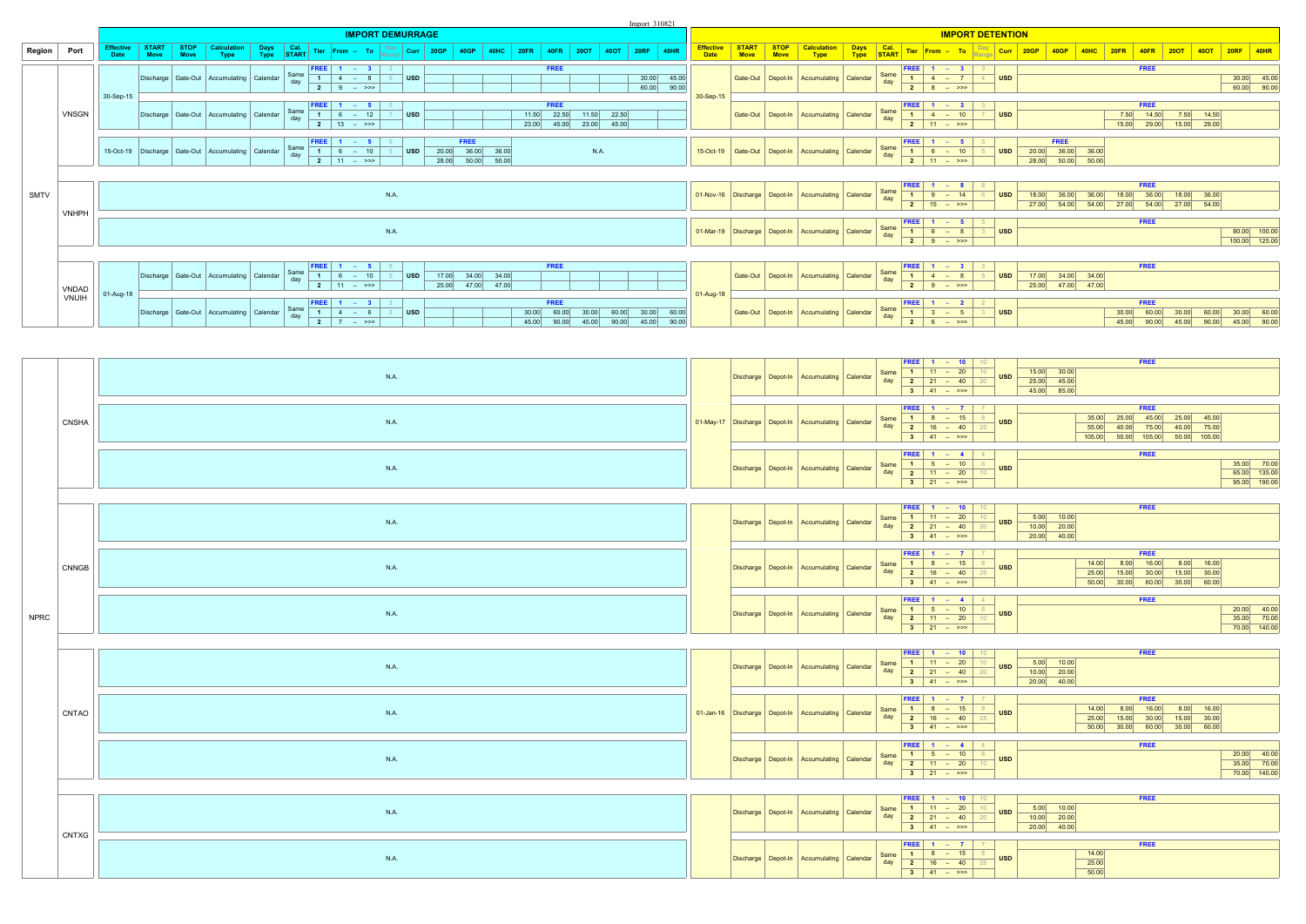Import 310821

## IMPORT DEMURRAGE

| Region | Port | Effective Date | START Move | STOP Move | Calculation Type | Days Type | Cal. START | Tier | From – To | Day Range | Curr | 20GP | 40GP | 40HC | 20FR | 40FR | 20OT | 40OT | 20RF | 40HR |
|---|---|---|---|---|---|---|---|---|---|---|---|---|---|---|---|---|---|---|---|---|
| SMTV | VNSGN | 30-Sep-15 | Discharge | Gate-Out | Accumulating | Calendar | Same day | FREE | 1 – 3 | 3 | | FREE | | | | | | | | |
| | | | | | | | | 1 | 4 – 8 | 5 | USD | | | | | | | | 30.00 | 45.00 |
| | | | | | | | | 2 | 9 – >>> | | | | | | | | | | 60.00 | 90.00 |
| | | | Discharge | Gate-Out | Accumulating | Calendar | Same day | FREE | 1 – 5 | 5 | | FREE | | | | | | | | |
| | | | | | | | | 1 | 6 – 12 | 7 | USD | | | | 11.50 | 22.50 | 11.50 | 22.50 | | |
| | | | | | | | | 2 | 13 – >>> | | | | | | 23.00 | 45.00 | 23.00 | 45.00 | | |
| | | 15-Oct-19 | Discharge | Gate-Out | Accumulating | Calendar | Same day | FREE | 1 – 5 | 5 | | FREE | | | N.A. | | | | | |
| | | | | | | | | 1 | 6 – 10 | 5 | USD | 20.00 | 36.00 | 36.00 | | | | | | |
| | | | | | | | | 2 | 11 – >>> | | | 28.00 | 50.00 | 50.00 | | | | | | |
| | VNHPH | N.A. | | | | | | | | | | | | | | | | | | |
| | | N.A. | | | | | | | | | | | | | | | | | | |
| | VNDAD VNUIH | 01-Aug-18 | Discharge | Gate-Out | Accumulating | Calendar | Same day | FREE | 1 – 5 | 5 | | FREE | | | | | | | | |
| | | | | | | | | 1 | 6 – 10 | 5 | USD | 17.00 | 34.00 | 34.00 | | | | | | |
| | | | | | | | | 2 | 11 – >>> | | | 25.00 | 47.00 | 47.00 | | | | | | |
| | | | Discharge | Gate-Out | Accumulating | Calendar | Same day | FREE | 1 – 3 | 3 | | FREE | | | | | | | | |
| | | | | | | | | 1 | 4 – 6 | 3 | USD | | | | 30.00 | 60.00 | 30.00 | 60.00 | 30.00 | 60.00 |
| | | | | | | | | 2 | 7 – >>> | | | | | | 45.00 | 90.00 | 45.00 | 90.00 | 45.00 | 90.00 |
| NPRC | CNSHA | N.A. | | | | | | | | | | | | | | | | | | |
| | | N.A. | | | | | | | | | | | | | | | | | | |
| | | N.A. | | | | | | | | | | | | | | | | | | |
| | CNNGB | N.A. | | | | | | | | | | | | | | | | | | |
| | | N.A. | | | | | | | | | | | | | | | | | | |
| | | N.A. | | | | | | | | | | | | | | | | | | |
| | CNTAO | N.A. | | | | | | | | | | | | | | | | | | |
| | | N.A. | | | | | | | | | | | | | | | | | | |
| | | N.A. | | | | | | | | | | | | | | | | | | |
| | CNTXG | N.A. | | | | | | | | | | | | | | | | | | |
| | | N.A. | | | | | | | | | | | | | | | | | | |

## IMPORT DETENTION

| Region | Port | Effective Date | START Move | STOP Move | Calculation Type | Days Type | Cal. START | Tier | From – To | Day Range | Curr | 20GP | 40GP | 40HC | 20FR | 40FR | 20OT | 40OT | 20RF | 40HR |
|---|---|---|---|---|---|---|---|---|---|---|---|---|---|---|---|---|---|---|---|---|
| SMTV | VNSGN | 30-Sep-15 | Gate-Out | Depot-In | Accumulating | Calendar | Same day | FREE | 1 – 3 | 3 | | FREE | | | | | | | | |
| | | | | | | | | 1 | 4 – 7 | 4 | USD | | | | | | | | 30.00 | 45.00 |
| | | | | | | | | 2 | 8 – >>> | | | | | | | | | | 60.00 | 90.00 |
| | | | Gate-Out | Depot-In | Accumulating | Calendar | Same day | FREE | 1 – 3 | 3 | | FREE | | | | | | | | |
| | | | | | | | | 1 | 4 – 10 | 7 | USD | | | | 7.50 | 14.50 | 7.50 | 14.50 | | |
| | | | | | | | | 2 | 11 – >>> | | | | | | 15.00 | 29.00 | 15.00 | 29.00 | | |
| | | 15-Oct-19 | Gate-Out | Depot-In | Accumulating | Calendar | Same day | FREE | 1 – 5 | 5 | | FREE | | | | | | | | |
| | | | | | | | | 1 | 6 – 10 | 5 | USD | 20.00 | 36.00 | 36.00 | | | | | | |
| | | | | | | | | 2 | 11 – >>> | | | 28.00 | 50.00 | 50.00 | | | | | | |
| | VNHPH | 01-Nov-16 | Discharge | Depot-In | Accumulating | Calendar | Same day | FREE | 1 – 8 | 8 | | FREE | | | | | | | | |
| | | | | | | | | 1 | 9 – 14 | 6 | USD | 18.00 | 36.00 | 36.00 | 18.00 | 36.00 | 18.00 | 36.00 | | |
| | | | | | | | | 2 | 15 – >>> | | | 27.00 | 54.00 | 54.00 | 27.00 | 54.00 | 27.00 | 54.00 | | |
| | | 01-Mar-19 | Discharge | Depot-In | Accumulating | Calendar | Same day | FREE | 1 – 5 | 5 | | FREE | | | | | | | | |
| | | | | | | | | 1 | 6 – 8 | 3 | USD | | | | | | | | 80.00 | 100.00 |
| | | | | | | | | 2 | 9 – >>> | | | | | | | | | | 100.00 | 125.00 |
| | VNDAD VNUIH | 01-Aug-18 | Gate-Out | Depot-In | Accumulating | Calendar | Same day | FREE | 1 – 3 | 3 | | FREE | | | | | | | | |
| | | | | | | | | 1 | 4 – 8 | 5 | USD | 17.00 | 34.00 | 34.00 | | | | | | |
| | | | | | | | | 2 | 9 – >>> | | | 25.00 | 47.00 | 47.00 | | | | | | |
| | | | Gate-Out | Depot-In | Accumulating | Calendar | Same day | FREE | 1 – 2 | 2 | | FREE | | | | | | | | |
| | | | | | | | | 1 | 3 – 5 | 3 | USD | | | | 30.00 | 60.00 | 30.00 | 60.00 | 30.00 | 60.00 |
| | | | | | | | | 2 | 6 – >>> | | | | | | 45.00 | 90.00 | 45.00 | 90.00 | 45.00 | 90.00 |
| NPRC | CNSHA | 01-May-17 | Discharge | Depot-In | Accumulating | Calendar | Same day | FREE | 1 – 10 | 10 | | FREE | | | | | | | | |
| | | | | | | | | 1 | 11 – 20 | 10 | USD | 15.00 | 30.00 | | | | | | | |
| | | | | | | | | 2 | 21 – 40 | 20 | | 25.00 | 45.00 | | | | | | | |
| | | | | | | | | 3 | 41 – >>> | | | 45.00 | 85.00 | | | | | | | |
| | | | Discharge | Depot-In | Accumulating | Calendar | Same day | FREE | 1 – 7 | 7 | | FREE | | | | | | | | |
| | | | | | | | | 1 | 8 – 15 | 8 | USD | | | 35.00 | 25.00 | 45.00 | 25.00 | 45.00 | | |
| | | | | | | | | 2 | 16 – 40 | 25 | | | | 55.00 | 40.00 | 75.00 | 40.00 | 75.00 | | |
| | | | | | | | | 3 | 41 – >>> | | | | | 105.00 | 50.00 | 105.00 | 50.00 | 105.00 | | |
| | | | Discharge | Depot-In | Accumulating | Calendar | Same day | FREE | 1 – 4 | 4 | | FREE | | | | | | | | |
| | | | | | | | | 1 | 5 – 10 | 6 | USD | | | | | | | | 35.00 | 70.00 |
| | | | | | | | | 2 | 11 – 20 | 10 | | | | | | | | | 65.00 | 135.00 |
| | | | | | | | | 3 | 21 – >>> | | | | | | | | | | 95.00 | 190.00 |
| | CNNGB | | Discharge | Depot-In | Accumulating | Calendar | Same day | FREE | 1 – 10 | 10 | | FREE | | | | | | | | |
| | | | | | | | | 1 | 11 – 20 | 10 | USD | 5.00 | 10.00 | | | | | | | |
| | | | | | | | | 2 | 21 – 40 | 20 | | 10.00 | 20.00 | | | | | | | |
| | | | | | | | | 3 | 41 – >>> | | | 20.00 | 40.00 | | | | | | | |
| | | | Discharge | Depot-In | Accumulating | Calendar | Same day | FREE | 1 – 7 | 7 | | FREE | | | | | | | | |
| | | | | | | | | 1 | 8 – 15 | 8 | USD | | | 14.00 | 8.00 | 16.00 | 8.00 | 16.00 | | |
| | | | | | | | | 2 | 16 – 40 | 25 | | | | 25.00 | 15.00 | 30.00 | 15.00 | 30.00 | | |
| | | | | | | | | 3 | 41 – >>> | | | | | 50.00 | 30.00 | 60.00 | 30.00 | 60.00 | | |
| | | | Discharge | Depot-In | Accumulating | Calendar | Same day | FREE | 1 – 4 | 4 | | FREE | | | | | | | | |
| | | | | | | | | 1 | 5 – 10 | 6 | USD | | | | | | | | 20.00 | 40.00 |
| | | | | | | | | 2 | 11 – 20 | 10 | | | | | | | | | 35.00 | 70.00 |
| | | | | | | | | 3 | 21 – >>> | | | | | | | | | | 70.00 | 140.00 |
| | CNTAO | 01-Jan-16 | Discharge | Depot-In | Accumulating | Calendar | Same day | FREE | 1 – 10 | 10 | | FREE | | | | | | | | |
| | | | | | | | | 1 | 11 – 20 | 10 | USD | 5.00 | 10.00 | | | | | | | |
| | | | | | | | | 2 | 21 – 40 | 20 | | 10.00 | 20.00 | | | | | | | |
| | | | | | | | | 3 | 41 – >>> | | | 20.00 | 40.00 | | | | | | | |
| | | | Discharge | Depot-In | Accumulating | Calendar | Same day | FREE | 1 – 7 | 7 | | FREE | | | | | | | | |
| | | | | | | | | 1 | 8 – 15 | 8 | USD | | | 14.00 | 8.00 | 16.00 | 8.00 | 16.00 | | |
| | | | | | | | | 2 | 16 – 40 | 25 | | | | 25.00 | 15.00 | 30.00 | 15.00 | 30.00 | | |
| | | | | | | | | 3 | 41 – >>> | | | | | 50.00 | 30.00 | 60.00 | 30.00 | 60.00 | | |
| | | | Discharge | Depot-In | Accumulating | Calendar | Same day | FREE | 1 – 4 | 4 | | FREE | | | | | | | | |
| | | | | | | | | 1 | 5 – 10 | 6 | USD | | | | | | | | 20.00 | 40.00 |
| | | | | | | | | 2 | 11 – 20 | 10 | | | | | | | | | 35.00 | 70.00 |
| | | | | | | | | 3 | 21 – >>> | | | | | | | | | | 70.00 | 140.00 |
| | CNTXG | | Discharge | Depot-In | Accumulating | Calendar | Same day | FREE | 1 – 10 | 10 | | FREE | | | | | | | | |
| | | | | | | | | 1 | 11 – 20 | 10 | USD | 5.00 | 10.00 | | | | | | | |
| | | | | | | | | 2 | 21 – 40 | 20 | | 10.00 | 20.00 | | | | | | | |
| | | | | | | | | 3 | 41 – >>> | | | 20.00 | 40.00 | | | | | | | |
| | | | Discharge | Depot-In | Accumulating | Calendar | Same day | FREE | 1 – 7 | 7 | | FREE | | | | | | | | |
| | | | | | | | | 1 | 8 – 15 | 8 | USD | | | 14.00 | | | | | | |
| | | | | | | | | 2 | 16 – 40 | 25 | | | | 25.00 | | | | | | |
| | | | | | | | | 3 | 41 – >>> | | | | | 50.00 | | | | | | |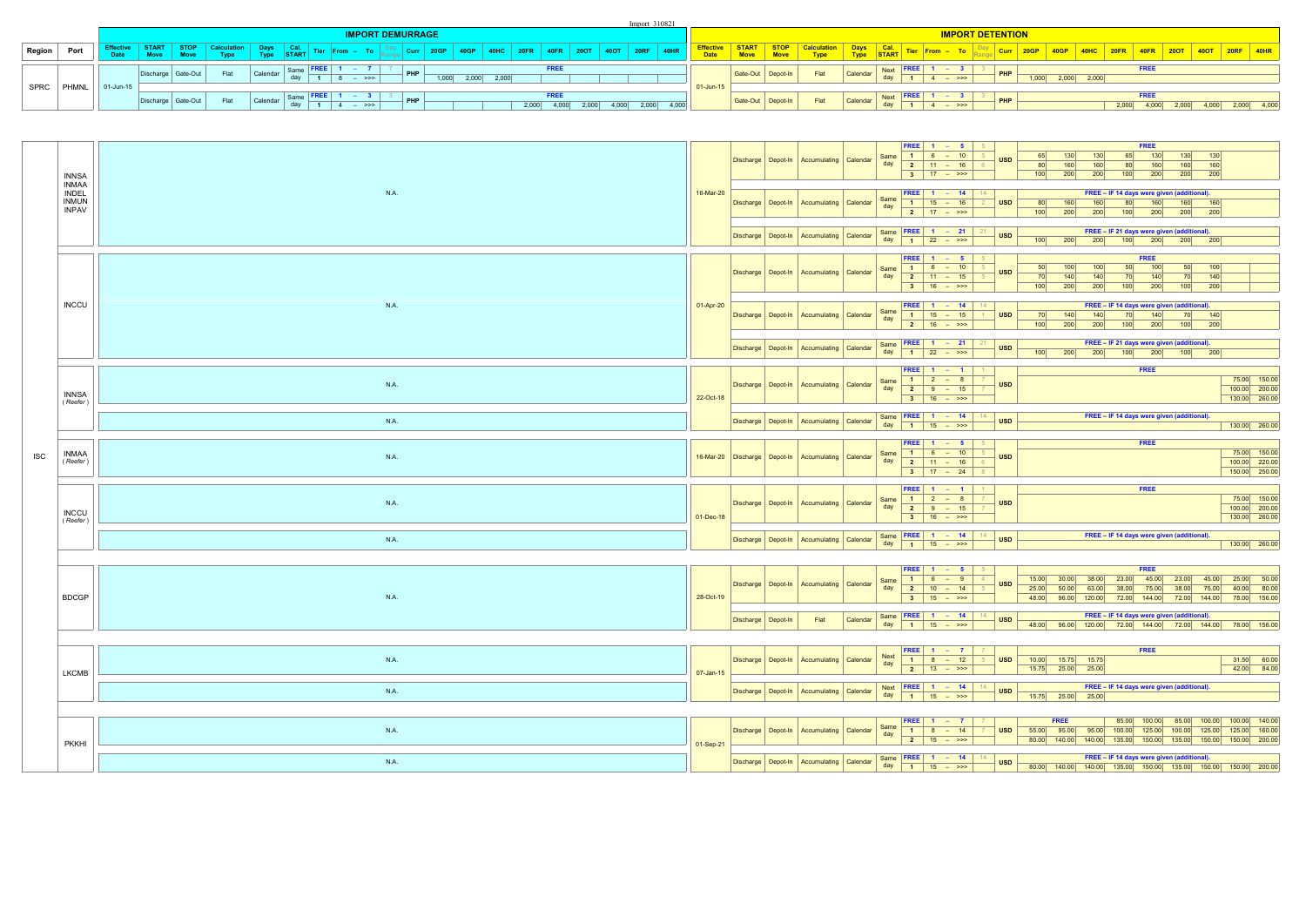## IMPORT DEMURRAGE

| Region | Port | Effective Date | START Move | STOP Move | Calculation Type | Days Type | Cal. START | Tier | From – To | Day Range | Curr | 20GP | 40GP | 40HC | 20FR | 40FR | 20OT | 40OT | 20RF | 40HR |
|---|---|---|---|---|---|---|---|---|---|---|---|---|---|---|---|---|---|---|---|---|
| SPRC | PHMNL | 01-Jun-15 | Discharge | Gate-Out | Flat | Calendar | Same day | FREE | 1 – 7 | 7 | PHP | FREE | | | | | | | | |
| | | | | | | | | 1 | 8 – >>> | | | 1,000 | 2,000 | 2,000 | | | | | | |
| | | | Discharge | Gate-Out | Flat | Calendar | Same day | FREE | 1 – 3 | 3 | PHP | FREE | | | | | | | | |
| | | | | | | | | 1 | 4 – >>> | | | | | | 2,000 | 4,000 | 2,000 | 4,000 | 2,000 | 4,000 |
| ISC | INNSA INMAA INDEL INMUN INPAV | N.A. | | | | | | | | | | | | | | | | | | |
| | INCCU | N.A. | | | | | | | | | | | | | | | | | | |
| | INNSA (Reefer) | N.A. | | | | | | | | | | | | | | | | | | |
| | INMAA (Reefer) | N.A. | | | | | | | | | | | | | | | | | | |
| | INCCU (Reefer) | N.A. | | | | | | | | | | | | | | | | | | |
| | BDCGP | N.A. | | | | | | | | | | | | | | | | | | |
| | LKCMB | N.A. | | | | | | | | | | | | | | | | | | |
| | PKKHI | N.A. | | | | | | | | | | | | | | | | | | |

## IMPORT DETENTION

| Region | Port | Effective Date | START Move | STOP Move | Calculation Type | Days Type | Cal. START | Tier | From – To | Day Range | Curr | 20GP | 40GP | 40HC | 20FR | 40FR | 20OT | 40OT | 20RF | 40HR |
|---|---|---|---|---|---|---|---|---|---|---|---|---|---|---|---|---|---|---|---|---|
| SPRC | PHMNL | 01-Jun-15 | Gate-Out | Depot-In | Flat | Calendar | Next day | FREE | 1 – 3 | 3 | PHP | FREE | | | | | | | | |
| | | | | | | | | 1 | 4 – >>> | | | 1,000 | 2,000 | 2,000 | | | | | | |
| | | | Gate-Out | Depot-In | Flat | Calendar | Next day | FREE | 1 – 3 | 3 | PHP | FREE | | | | | | | | |
| | | | | | | | | 1 | 4 – >>> | | | | | | 2,000 | 4,000 | 2,000 | 4,000 | 2,000 | 4,000 |
| ISC | INNSA INMAA INDEL INMUN INPAV | 16-Mar-20 | Discharge | Depot-In | Accumulating | Calendar | Same day | FREE | 1 – 5 | 5 | USD | FREE | | | | | | | | |
| | | | | | | | | 1 | 6 – 10 | 5 | | 65 | 130 | 130 | 65 | 130 | 130 | 130 | | |
| | | | | | | | | 2 | 11 – 16 | 6 | | 80 | 160 | 160 | 80 | 160 | 160 | 160 | | |
| | | | | | | | | 3 | 17 – >>> | | | 100 | 200 | 200 | 100 | 200 | 200 | 200 | | |
| | | | Discharge | Depot-In | Accumulating | Calendar | Same day | FREE | 1 – 14 | 14 | USD | FREE – IF 14 days were given (additional). | | | | | | | | |
| | | | | | | | | 1 | 15 – 16 | 2 | | 80 | 160 | 160 | 80 | 160 | 160 | 160 | | |
| | | | | | | | | 2 | 17 – >>> | | | 100 | 200 | 200 | 100 | 200 | 200 | 200 | | |
| | | | Discharge | Depot-In | Accumulating | Calendar | Same day | FREE | 1 – 21 | 21 | USD | FREE – IF 21 days were given (additional). | | | | | | | | |
| | | | | | | | | 1 | 22 – >>> | | | 100 | 200 | 200 | 100 | 200 | 200 | 200 | | |
| | INCCU | 01-Apr-20 | Discharge | Depot-In | Accumulating | Calendar | Same day | FREE | 1 – 5 | 5 | USD | FREE | | | | | | | | |
| | | | | | | | | 1 | 6 – 10 | 5 | | 50 | 100 | 100 | 50 | 100 | 50 | 100 | | |
| | | | | | | | | 2 | 11 – 15 | 5 | | 70 | 140 | 140 | 70 | 140 | 70 | 140 | | |
| | | | | | | | | 3 | 16 – >>> | | | 100 | 200 | 200 | 100 | 200 | 100 | 200 | | |
| | | | Discharge | Depot-In | Accumulating | Calendar | Same day | FREE | 1 – 14 | 14 | USD | FREE – IF 14 days were given (additional). | | | | | | | | |
| | | | | | | | | 1 | 15 – 15 | 1 | | 70 | 140 | 140 | 70 | 140 | 70 | 140 | | |
| | | | | | | | | 2 | 16 – >>> | | | 100 | 200 | 200 | 100 | 200 | 100 | 200 | | |
| | | | Discharge | Depot-In | Accumulating | Calendar | Same day | FREE | 1 – 21 | 21 | USD | FREE – IF 21 days were given (additional). | | | | | | | | |
| | | | | | | | | 1 | 22 – >>> | | | 100 | 200 | 200 | 100 | 200 | 100 | 200 | | |
| | INNSA (Reefer) | 22-Oct-18 | Discharge | Depot-In | Accumulating | Calendar | Same day | FREE | 1 – 1 | 1 | USD | FREE | | | | | | | | |
| | | | | | | | | 1 | 2 – 8 | 7 | | | | | | | | | 75.00 | 150.00 |
| | | | | | | | | 2 | 9 – 15 | 7 | | | | | | | | | 100.00 | 200.00 |
| | | | | | | | | 3 | 16 – >>> | | | | | | | | | | 130.00 | 260.00 |
| | | | Discharge | Depot-In | Accumulating | Calendar | Same day | FREE | 1 – 14 | 14 | USD | FREE – IF 14 days were given (additional). | | | | | | | | |
| | | | | | | | | 1 | 15 – >>> | | | | | | | | | | 130.00 | 260.00 |
| | INMAA (Reefer) | 16-Mar-20 | Discharge | Depot-In | Accumulating | Calendar | Same day | FREE | 1 – 5 | 5 | USD | FREE | | | | | | | | |
| | | | | | | | | 1 | 6 – 10 | 5 | | | | | | | | | 75.00 | 150.00 |
| | | | | | | | | 2 | 11 – 16 | 6 | | | | | | | | | 100.00 | 220.00 |
| | | | | | | | | 3 | 17 – 24 | 8 | | | | | | | | | 150.00 | 250.00 |
| | INCCU (Reefer) | 01-Dec-18 | Discharge | Depot-In | Accumulating | Calendar | Same day | FREE | 1 – 1 | 1 | USD | FREE | | | | | | | | |
| | | | | | | | | 1 | 2 – 8 | 7 | | | | | | | | | 75.00 | 150.00 |
| | | | | | | | | 2 | 9 – 15 | 7 | | | | | | | | | 100.00 | 200.00 |
| | | | | | | | | 3 | 16 – >>> | | | | | | | | | | 130.00 | 260.00 |
| | | | Discharge | Depot-In | Accumulating | Calendar | Same day | FREE | 1 – 14 | 14 | USD | FREE – IF 14 days were given (additional). | | | | | | | | |
| | | | | | | | | 1 | 15 – >>> | | | | | | | | | | 130.00 | 260.00 |
| | BDCGP | 28-Oct-19 | Discharge | Depot-In | Accumulating | Calendar | Same day | FREE | 1 – 5 | 5 | USD | FREE | | | | | | | | |
| | | | | | | | | 1 | 6 – 9 | 4 | | 15.00 | 30.00 | 38.00 | 23.00 | 45.00 | 23.00 | 45.00 | 25.00 | 50.00 |
| | | | | | | | | 2 | 10 – 14 | 5 | | 25.00 | 50.00 | 63.00 | 38.00 | 75.00 | 38.00 | 75.00 | 40.00 | 80.00 |
| | | | | | | | | 3 | 15 – >>> | | | 48.00 | 96.00 | 120.00 | 72.00 | 144.00 | 72.00 | 144.00 | 78.00 | 156.00 |
| | | | Discharge | Depot-In | Flat | Calendar | Same day | FREE | 1 – 14 | 14 | USD | FREE – IF 14 days were given (additional). | | | | | | | | |
| | | | | | | | | 1 | 15 – >>> | | | 48.00 | 96.00 | 120.00 | 72.00 | 144.00 | 72.00 | 144.00 | 78.00 | 156.00 |
| | LKCMB | 07-Jan-15 | Discharge | Depot-In | Accumulating | Calendar | Next day | FREE | 1 – 7 | 7 | USD | FREE | | | | | | | | |
| | | | | | | | | 1 | 8 – 12 | 5 | | 10.00 | 15.75 | 15.75 | | | | | 31.50 | 60.00 |
| | | | | | | | | 2 | 13 – >>> | | | 15.75 | 25.00 | 25.00 | | | | | 42.00 | 84.00 |
| | | | Discharge | Depot-In | Accumulating | Calendar | Next day | FREE | 1 – 14 | 14 | USD | FREE – IF 14 days were given (additional). | | | | | | | | |
| | | | | | | | | 1 | 15 – >>> | | | 15.75 | 25.00 | 25.00 | | | | | | |
| | PKKHI | 01-Sep-21 | Discharge | Depot-In | Accumulating | Calendar | Same day | FREE | 1 – 7 | 7 | USD | FREE | | | 85.00 | 100.00 | 85.00 | 100.00 | 100.00 | 140.00 |
| | | | | | | | | 1 | 8 – 14 | 7 | | 55.00 | 95.00 | 95.00 | 100.00 | 125.00 | 100.00 | 125.00 | 125.00 | 160.00 |
| | | | | | | | | 2 | 15 – >>> | | | 80.00 | 140.00 | 140.00 | 135.00 | 150.00 | 135.00 | 150.00 | 150.00 | 200.00 |
| | | | Discharge | Depot-In | Accumulating | Calendar | Same day | FREE | 1 – 14 | 14 | USD | FREE – IF 14 days were given (additional). | | | | | | | | |
| | | | | | | | | 1 | 15 – >>> | | | 80.00 | 140.00 | 140.00 | 135.00 | 150.00 | 135.00 | 150.00 | 150.00 | 200.00 |